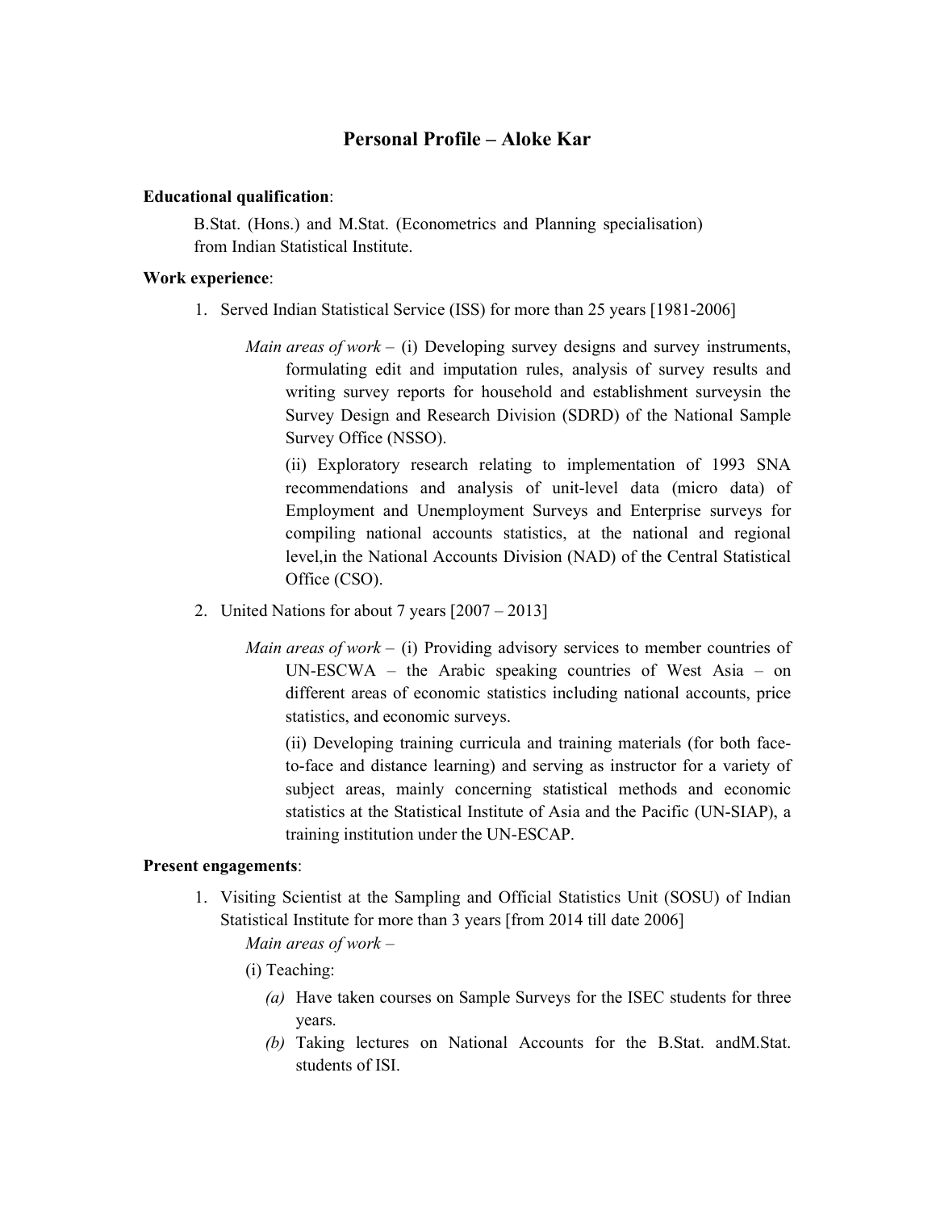# Personal Profile – Aloke Kar

**Educational qualification**:

B.Stat. (Hons.) and M.Stat. (Econometrics and Planning specialisation) from Indian Statistical Institute.

**Work experience**:

1. Served Indian Statistical Service (ISS) for more than 25 years [1981-2006]

   *Main areas of work* – (i) Developing survey designs and survey instruments, formulating edit and imputation rules, analysis of survey results and writing survey reports for household and establishment surveysin the Survey Design and Research Division (SDRD) of the National Sample Survey Office (NSSO).

   (ii) Exploratory research relating to implementation of 1993 SNA recommendations and analysis of unit-level data (micro data) of Employment and Unemployment Surveys and Enterprise surveys for compiling national accounts statistics, at the national and regional level,in the National Accounts Division (NAD) of the Central Statistical Office (CSO).

2. United Nations for about 7 years [2007 – 2013]

   *Main areas of work* – (i) Providing advisory services to member countries of UN-ESCWA – the Arabic speaking countries of West Asia – on different areas of economic statistics including national accounts, price statistics, and economic surveys.

   (ii) Developing training curricula and training materials (for both face-to-face and distance learning) and serving as instructor for a variety of subject areas, mainly concerning statistical methods and economic statistics at the Statistical Institute of Asia and the Pacific (UN-SIAP), a training institution under the UN-ESCAP.

**Present engagements**:

1. Visiting Scientist at the Sampling and Official Statistics Unit (SOSU) of Indian Statistical Institute for more than 3 years [from 2014 till date 2006]

   *Main areas of work* –

   (i) Teaching:

   *(a)* Have taken courses on Sample Surveys for the ISEC students for three years.

   *(b)* Taking lectures on National Accounts for the B.Stat. andM.Stat. students of ISI.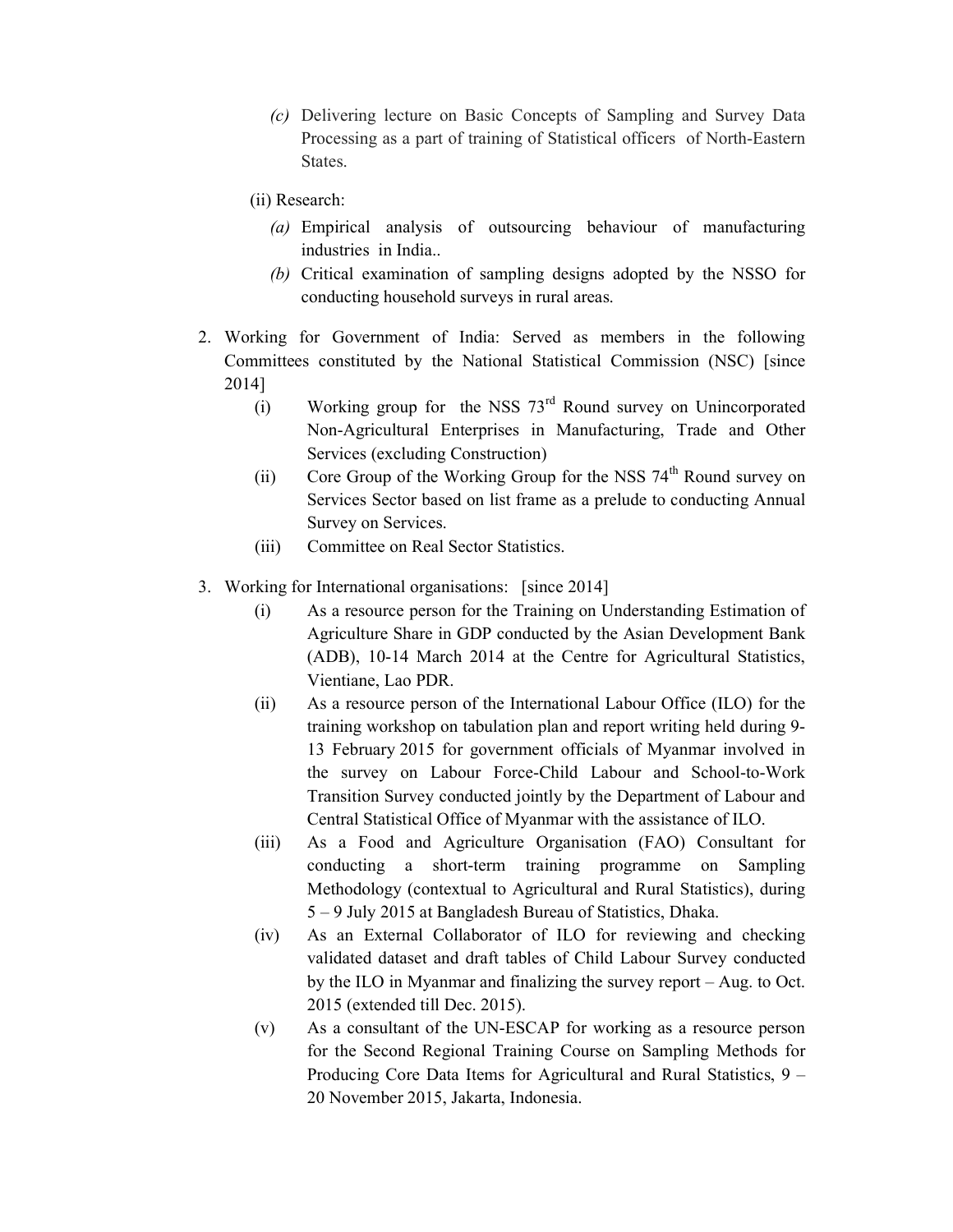- *(c)* Delivering lecture on Basic Concepts of Sampling and Survey Data Processing as a part of training of Statistical officers of North-Eastern States.

   (ii) Research:

   - *(a)* Empirical analysis of outsourcing behaviour of manufacturing industries in India..
   - *(b)* Critical examination of sampling designs adopted by the NSSO for conducting household surveys in rural areas.

2. Working for Government of India: Served as members in the following Committees constituted by the National Statistical Commission (NSC) [since 2014]

   - (i) Working group for the NSS 73rd Round survey on Unincorporated Non-Agricultural Enterprises in Manufacturing, Trade and Other Services (excluding Construction)
   - (ii) Core Group of the Working Group for the NSS 74th Round survey on Services Sector based on list frame as a prelude to conducting Annual Survey on Services.
   - (iii) Committee on Real Sector Statistics.

3. Working for International organisations: [since 2014]

   - (i) As a resource person for the Training on Understanding Estimation of Agriculture Share in GDP conducted by the Asian Development Bank (ADB), 10-14 March 2014 at the Centre for Agricultural Statistics, Vientiane, Lao PDR.
   - (ii) As a resource person of the International Labour Office (ILO) for the training workshop on tabulation plan and report writing held during 9-13 February 2015 for government officials of Myanmar involved in the survey on Labour Force-Child Labour and School-to-Work Transition Survey conducted jointly by the Department of Labour and Central Statistical Office of Myanmar with the assistance of ILO.
   - (iii) As a Food and Agriculture Organisation (FAO) Consultant for conducting a short-term training programme on Sampling Methodology (contextual to Agricultural and Rural Statistics), during 5 – 9 July 2015 at Bangladesh Bureau of Statistics, Dhaka.
   - (iv) As an External Collaborator of ILO for reviewing and checking validated dataset and draft tables of Child Labour Survey conducted by the ILO in Myanmar and finalizing the survey report – Aug. to Oct. 2015 (extended till Dec. 2015).
   - (v) As a consultant of the UN-ESCAP for working as a resource person for the Second Regional Training Course on Sampling Methods for Producing Core Data Items for Agricultural and Rural Statistics, 9 – 20 November 2015, Jakarta, Indonesia.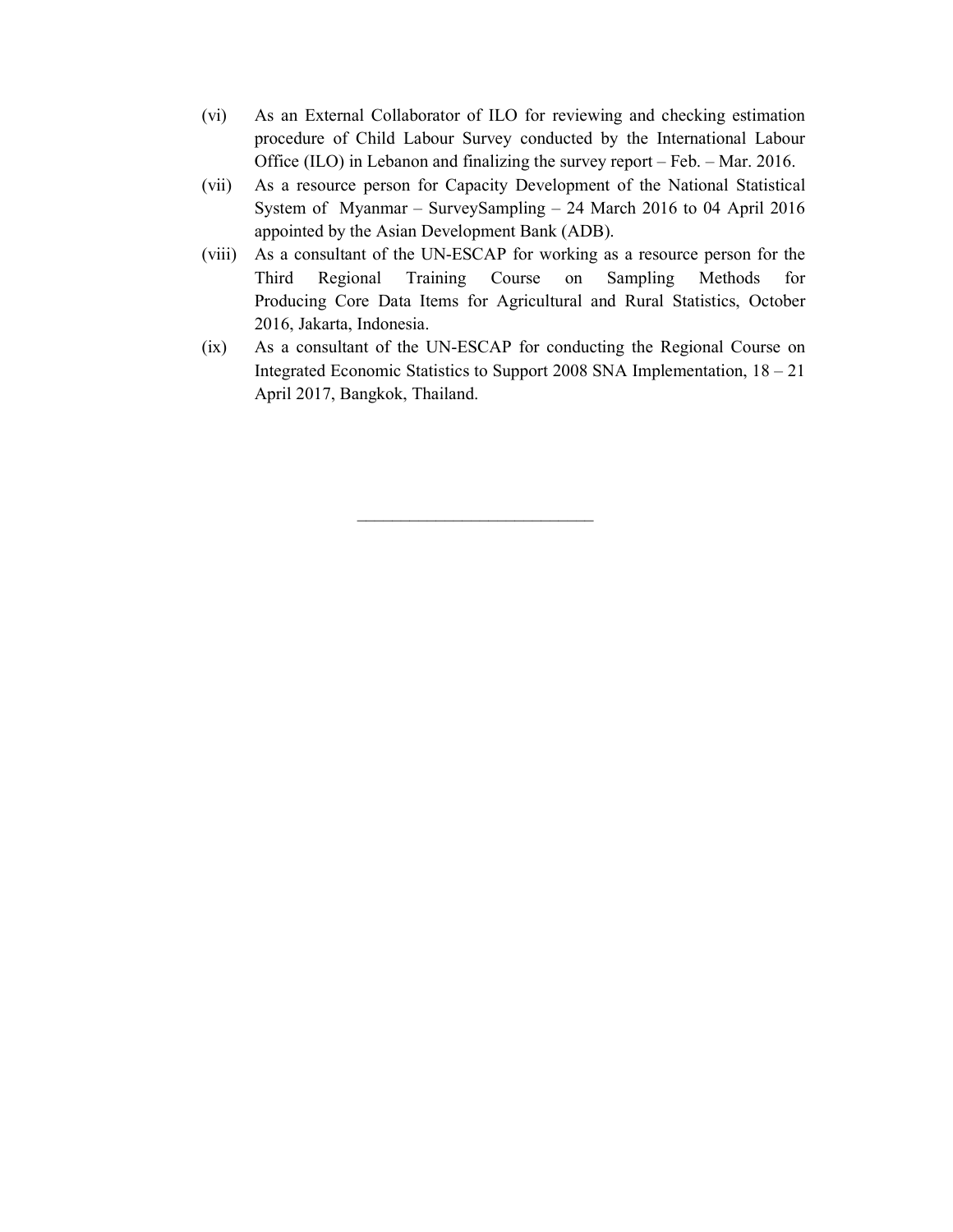(vi) As an External Collaborator of ILO for reviewing and checking estimation procedure of Child Labour Survey conducted by the International Labour Office (ILO) in Lebanon and finalizing the survey report – Feb. – Mar. 2016.

(vii) As a resource person for Capacity Development of the National Statistical System of Myanmar – SurveySampling – 24 March 2016 to 04 April 2016 appointed by the Asian Development Bank (ADB).

(viii) As a consultant of the UN-ESCAP for working as a resource person for the Third Regional Training Course on Sampling Methods for Producing Core Data Items for Agricultural and Rural Statistics, October 2016, Jakarta, Indonesia.

(ix) As a consultant of the UN-ESCAP for conducting the Regional Course on Integrated Economic Statistics to Support 2008 SNA Implementation, 18 – 21 April 2017, Bangkok, Thailand.

---